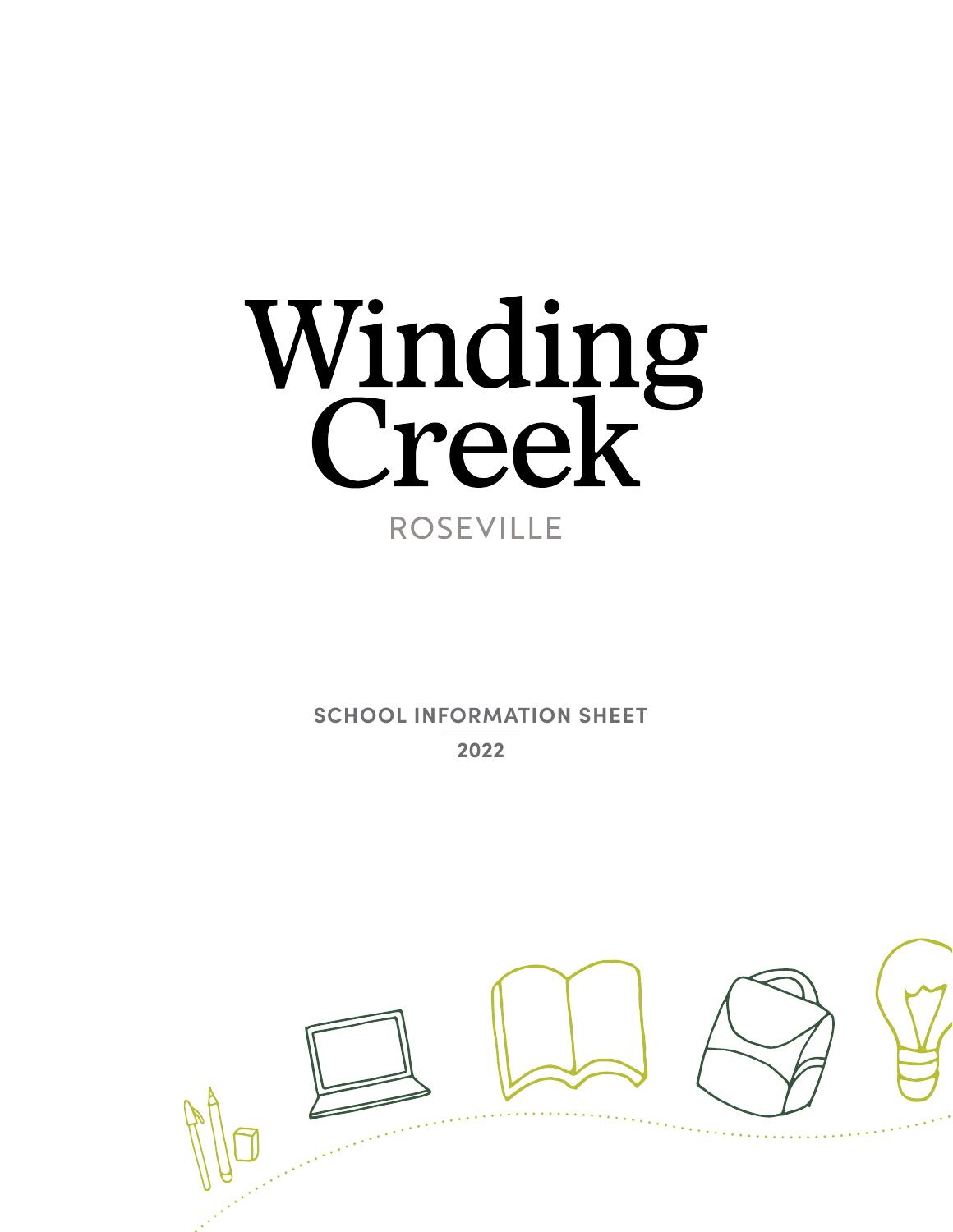# Winding Creek

ROSEVILLE

**SCHOOL INFORMATION SHEET**

**2022**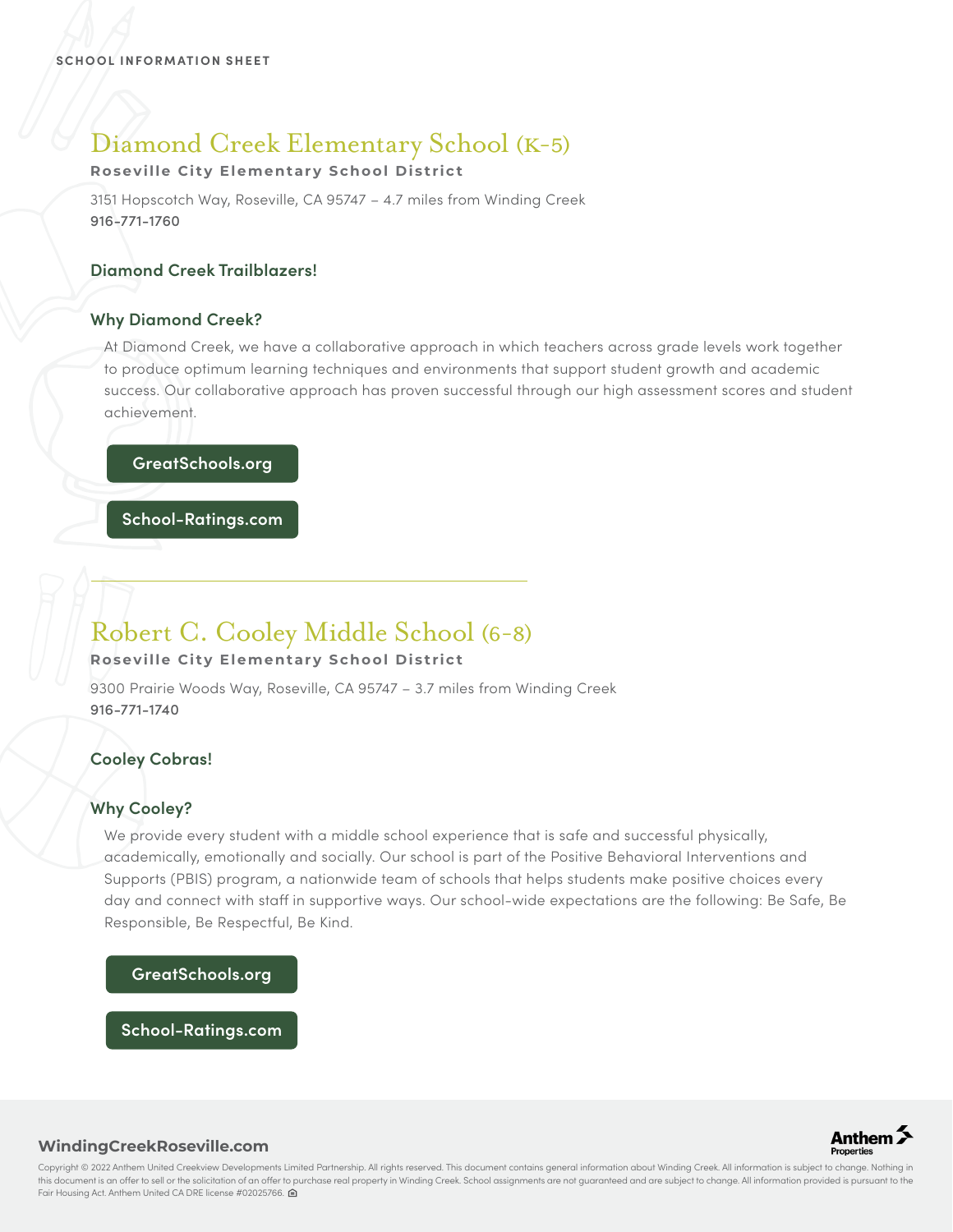SCHOOL INFORMATION SHEET

## Diamond Creek Elementary School (K-5)

**Roseville City Elementary School District**

3151 Hopscotch Way, Roseville, CA 95747 – 4.7 miles from Winding Creek
916-771-1760

### Diamond Creek Trailblazers!

### Why Diamond Creek?

At Diamond Creek, we have a collaborative approach in which teachers across grade levels work together to produce optimum learning techniques and environments that support student growth and academic success. Our collaborative approach has proven successful through our high assessment scores and student achievement.

GreatSchools.org

School-Ratings.com

---

## Robert C. Cooley Middle School (6-8)

**Roseville City Elementary School District**

9300 Prairie Woods Way, Roseville, CA 95747 – 3.7 miles from Winding Creek
916-771-1740

### Cooley Cobras!

### Why Cooley?

We provide every student with a middle school experience that is safe and successful physically, academically, emotionally and socially. Our school is part of the Positive Behavioral Interventions and Supports (PBIS) program, a nationwide team of schools that helps students make positive choices every day and connect with staff in supportive ways. Our school-wide expectations are the following: Be Safe, Be Responsible, Be Respectful, Be Kind.

GreatSchools.org

School-Ratings.com

**WindingCreekRoseville.com**

Anthem Properties

Copyright © 2022 Anthem United Creekview Developments Limited Partnership. All rights reserved. This document contains general information about Winding Creek. All information is subject to change. Nothing in this document is an offer to sell or the solicitation of an offer to purchase real property in Winding Creek. School assignments are not guaranteed and are subject to change. All information provided is pursuant to the Fair Housing Act. Anthem United CA DRE license #02025766.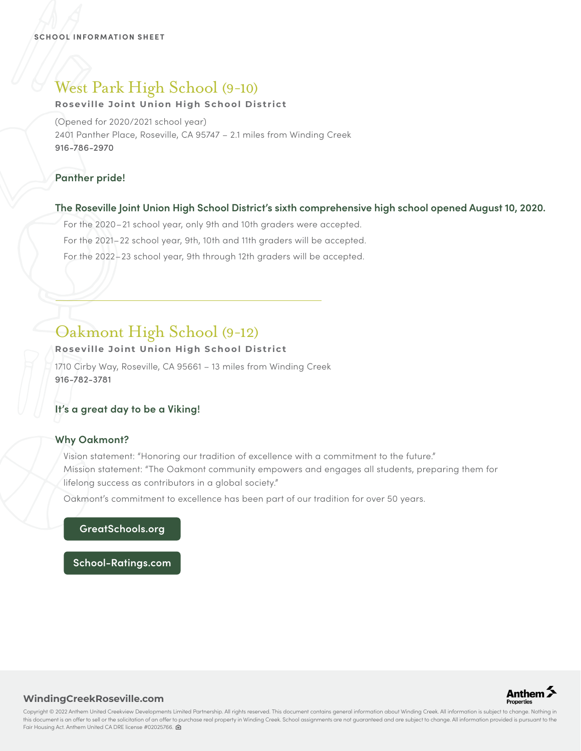## West Park High School (9-10)

**Roseville Joint Union High School District**

(Opened for 2020/2021 school year)
2401 Panther Place, Roseville, CA 95747 – 2.1 miles from Winding Creek
916-786-2970

**Panther pride!**

**The Roseville Joint Union High School District's sixth comprehensive high school opened August 10, 2020.**

For the 2020–21 school year, only 9th and 10th graders were accepted.

For the 2021–22 school year, 9th, 10th and 11th graders will be accepted.

For the 2022–23 school year, 9th through 12th graders will be accepted.

---

## Oakmont High School (9-12)

**Roseville Joint Union High School District**

1710 Cirby Way, Roseville, CA 95661 – 13 miles from Winding Creek
916-782-3781

**It's a great day to be a Viking!**

**Why Oakmont?**

Vision statement: "Honoring our tradition of excellence with a commitment to the future."
Mission statement: "The Oakmont community empowers and engages all students, preparing them for lifelong success as contributors in a global society."

Oakmont's commitment to excellence has been part of our tradition for over 50 years.

GreatSchools.org

School-Ratings.com

**WindingCreekRoseville.com**

Copyright © 2022 Anthem United Creekview Developments Limited Partnership. All rights reserved. This document contains general information about Winding Creek. All information is subject to change. Nothing in this document is an offer to sell or the solicitation of an offer to purchase real property in Winding Creek. School assignments are not guaranteed and are subject to change. All information provided is pursuant to the Fair Housing Act. Anthem United CA DRE license #02025766.